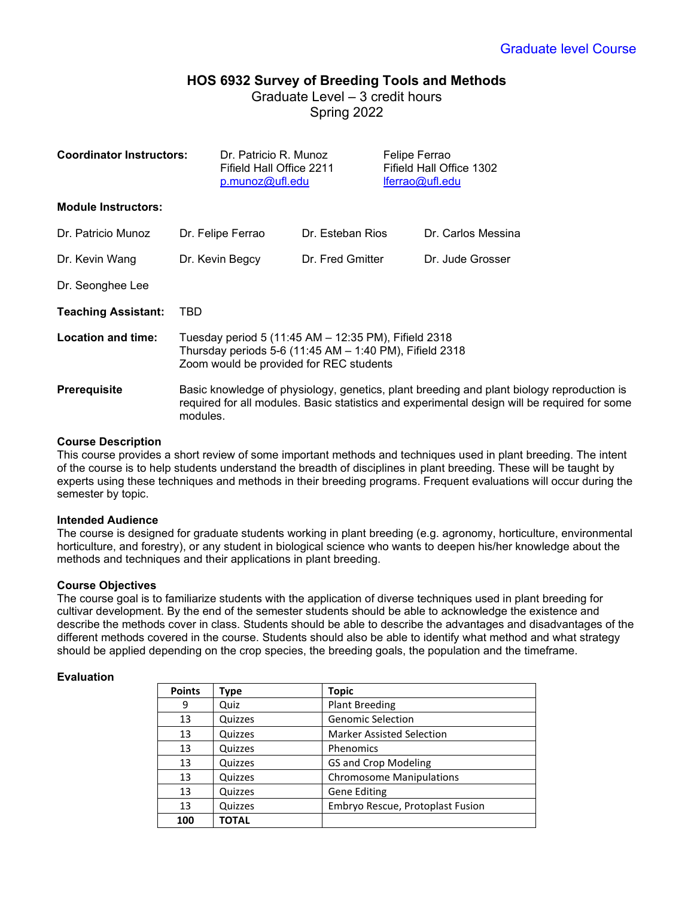Graduate level Course

# HOS 6932 Survey of Breeding Tools and Methods

Graduate Level – 3 credit hours
Spring 2022

**Coordinator Instructors:**

Dr. Patricio R. Munoz
Fifield Hall Office 2211
p.munoz@ufl.edu

Felipe Ferrao
Fifield Hall Office 1302
lferrao@ufl.edu

**Module Instructors:**

Dr. Patricio Munoz, Dr. Felipe Ferrao, Dr. Esteban Rios, Dr. Carlos Messina, Dr. Kevin Wang, Dr. Kevin Begcy, Dr. Fred Gmitter, Dr. Jude Grosser, Dr. Seonghee Lee

**Teaching Assistant:** TBD

**Location and time:**
Tuesday period 5 (11:45 AM – 12:35 PM), Fifield 2318
Thursday periods 5-6 (11:45 AM – 1:40 PM), Fifield 2318
Zoom would be provided for REC students

**Prerequisite**
Basic knowledge of physiology, genetics, plant breeding and plant biology reproduction is required for all modules. Basic statistics and experimental design will be required for some modules.

### Course Description

This course provides a short review of some important methods and techniques used in plant breeding. The intent of the course is to help students understand the breadth of disciplines in plant breeding. These will be taught by experts using these techniques and methods in their breeding programs. Frequent evaluations will occur during the semester by topic.

### Intended Audience

The course is designed for graduate students working in plant breeding (e.g. agronomy, horticulture, environmental horticulture, and forestry), or any student in biological science who wants to deepen his/her knowledge about the methods and techniques and their applications in plant breeding.

### Course Objectives

The course goal is to familiarize students with the application of diverse techniques used in plant breeding for cultivar development. By the end of the semester students should be able to acknowledge the existence and describe the methods cover in class. Students should be able to describe the advantages and disadvantages of the different methods covered in the course. Students should also be able to identify what method and what strategy should be applied depending on the crop species, the breeding goals, the population and the timeframe.

### Evaluation

| Points | Type | Topic |
|---|---|---|
| 9 | Quiz | Plant Breeding |
| 13 | Quizzes | Genomic Selection |
| 13 | Quizzes | Marker Assisted Selection |
| 13 | Quizzes | Phenomics |
| 13 | Quizzes | GS and Crop Modeling |
| 13 | Quizzes | Chromosome Manipulations |
| 13 | Quizzes | Gene Editing |
| 13 | Quizzes | Embryo Rescue, Protoplast Fusion |
| **100** | **TOTAL** | |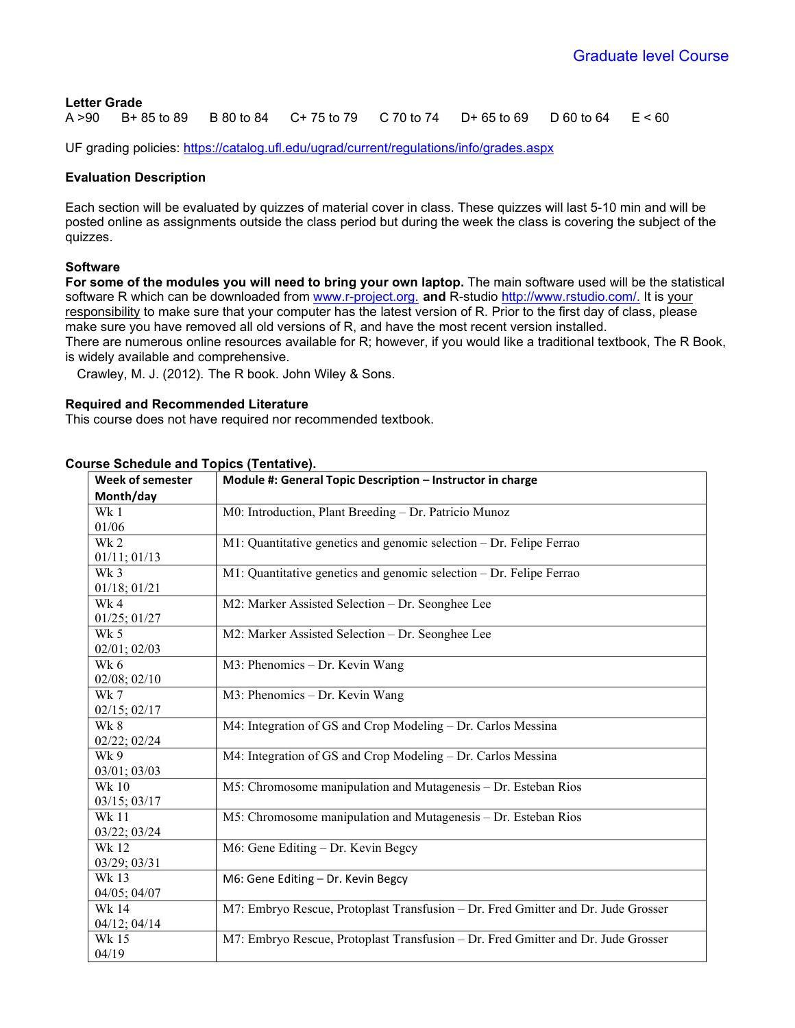**Letter Grade**

A >90 B+ 85 to 89 B 80 to 84 C+ 75 to 79 C 70 to 74 D+ 65 to 69 D 60 to 64 E < 60

UF grading policies: https://catalog.ufl.edu/ugrad/current/regulations/info/grades.aspx

**Evaluation Description**

Each section will be evaluated by quizzes of material cover in class. These quizzes will last 5-10 min and will be posted online as assignments outside the class period but during the week the class is covering the subject of the quizzes.

**Software**

**For some of the modules you will need to bring your own laptop.** The main software used will be the statistical software R which can be downloaded from www.r-project.org. **and** R-studio http://www.rstudio.com/. It is your responsibility to make sure that your computer has the latest version of R. Prior to the first day of class, please make sure you have removed all old versions of R, and have the most recent version installed.

There are numerous online resources available for R; however, if you would like a traditional textbook, The R Book, is widely available and comprehensive.

Crawley, M. J. (2012). The R book. John Wiley & Sons.

**Required and Recommended Literature**

This course does not have required nor recommended textbook.

**Course Schedule and Topics (Tentative).**

| Week of semester Month/day | Module #: General Topic Description – Instructor in charge |
|---|---|
| Wk 1 01/06 | M0: Introduction, Plant Breeding – Dr. Patricio Munoz |
| Wk 2 01/11; 01/13 | M1: Quantitative genetics and genomic selection – Dr. Felipe Ferrao |
| Wk 3 01/18; 01/21 | M1: Quantitative genetics and genomic selection – Dr. Felipe Ferrao |
| Wk 4 01/25; 01/27 | M2: Marker Assisted Selection – Dr. Seonghee Lee |
| Wk 5 02/01; 02/03 | M2: Marker Assisted Selection – Dr. Seonghee Lee |
| Wk 6 02/08; 02/10 | M3: Phenomics – Dr. Kevin Wang |
| Wk 7 02/15; 02/17 | M3: Phenomics – Dr. Kevin Wang |
| Wk 8 02/22; 02/24 | M4: Integration of GS and Crop Modeling – Dr. Carlos Messina |
| Wk 9 03/01; 03/03 | M4: Integration of GS and Crop Modeling – Dr. Carlos Messina |
| Wk 10 03/15; 03/17 | M5: Chromosome manipulation and Mutagenesis – Dr. Esteban Rios |
| Wk 11 03/22; 03/24 | M5: Chromosome manipulation and Mutagenesis – Dr. Esteban Rios |
| Wk 12 03/29; 03/31 | M6: Gene Editing – Dr. Kevin Begcy |
| Wk 13 04/05; 04/07 | M6: Gene Editing – Dr. Kevin Begcy |
| Wk 14 04/12; 04/14 | M7: Embryo Rescue, Protoplast Transfusion – Dr. Fred Gmitter and Dr. Jude Grosser |
| Wk 15 04/19 | M7: Embryo Rescue, Protoplast Transfusion – Dr. Fred Gmitter and Dr. Jude Grosser |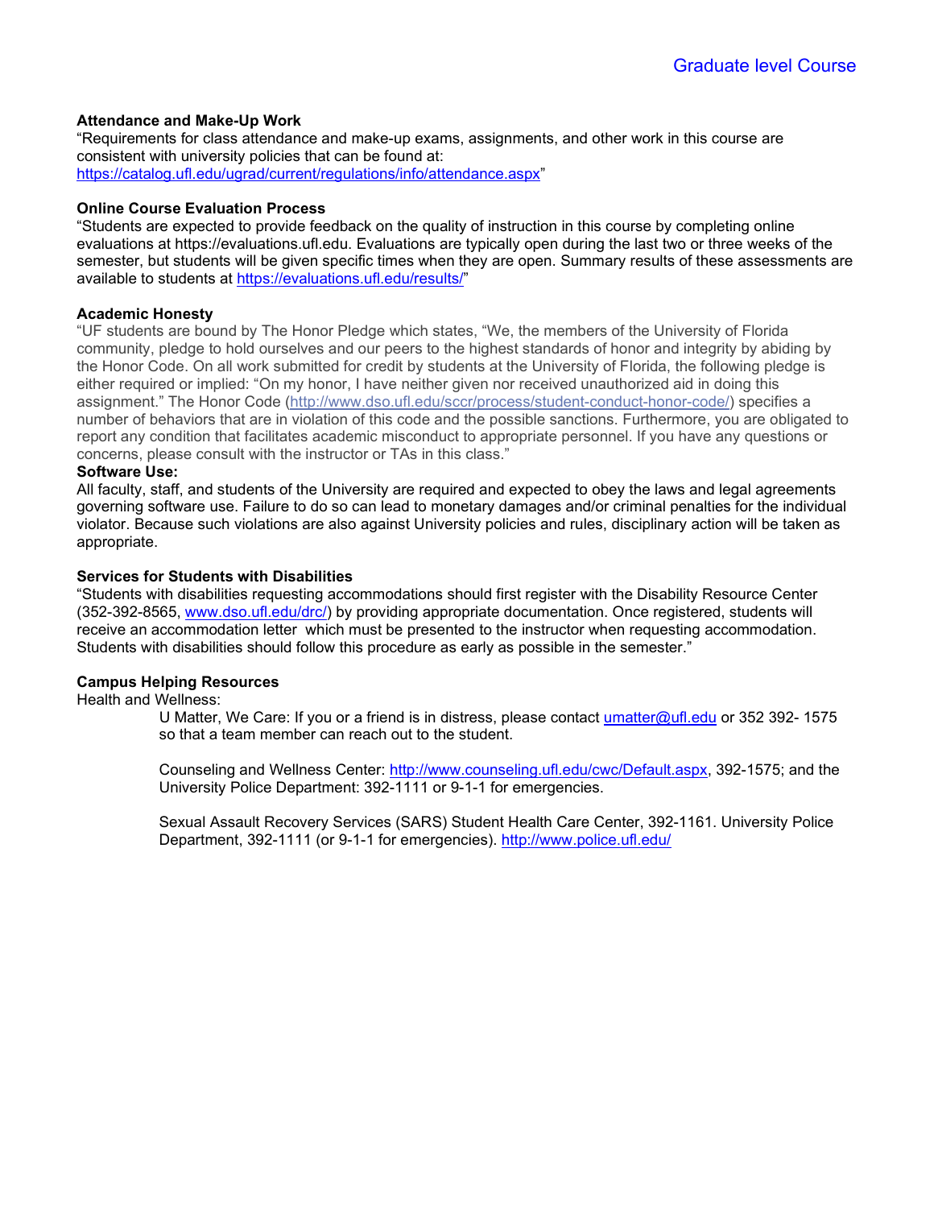**Attendance and Make-Up Work**
"Requirements for class attendance and make-up exams, assignments, and other work in this course are consistent with university policies that can be found at:
https://catalog.ufl.edu/ugrad/current/regulations/info/attendance.aspx"

**Online Course Evaluation Process**
"Students are expected to provide feedback on the quality of instruction in this course by completing online evaluations at https://evaluations.ufl.edu. Evaluations are typically open during the last two or three weeks of the semester, but students will be given specific times when they are open. Summary results of these assessments are available to students at https://evaluations.ufl.edu/results/"

**Academic Honesty**
"UF students are bound by The Honor Pledge which states, "We, the members of the University of Florida community, pledge to hold ourselves and our peers to the highest standards of honor and integrity by abiding by the Honor Code. On all work submitted for credit by students at the University of Florida, the following pledge is either required or implied: "On my honor, I have neither given nor received unauthorized aid in doing this assignment." The Honor Code (http://www.dso.ufl.edu/sccr/process/student-conduct-honor-code/) specifies a number of behaviors that are in violation of this code and the possible sanctions. Furthermore, you are obligated to report any condition that facilitates academic misconduct to appropriate personnel. If you have any questions or concerns, please consult with the instructor or TAs in this class."

**Software Use:**
All faculty, staff, and students of the University are required and expected to obey the laws and legal agreements governing software use. Failure to do so can lead to monetary damages and/or criminal penalties for the individual violator. Because such violations are also against University policies and rules, disciplinary action will be taken as appropriate.

**Services for Students with Disabilities**
"Students with disabilities requesting accommodations should first register with the Disability Resource Center (352-392-8565, www.dso.ufl.edu/drc/) by providing appropriate documentation. Once registered, students will receive an accommodation letter which must be presented to the instructor when requesting accommodation. Students with disabilities should follow this procedure as early as possible in the semester."

**Campus Helping Resources**
Health and Wellness:

U Matter, We Care: If you or a friend is in distress, please contact umatter@ufl.edu or 352 392- 1575 so that a team member can reach out to the student.

Counseling and Wellness Center: http://www.counseling.ufl.edu/cwc/Default.aspx, 392-1575; and the University Police Department: 392-1111 or 9-1-1 for emergencies.

Sexual Assault Recovery Services (SARS) Student Health Care Center, 392-1161. University Police Department, 392-1111 (or 9-1-1 for emergencies). http://www.police.ufl.edu/